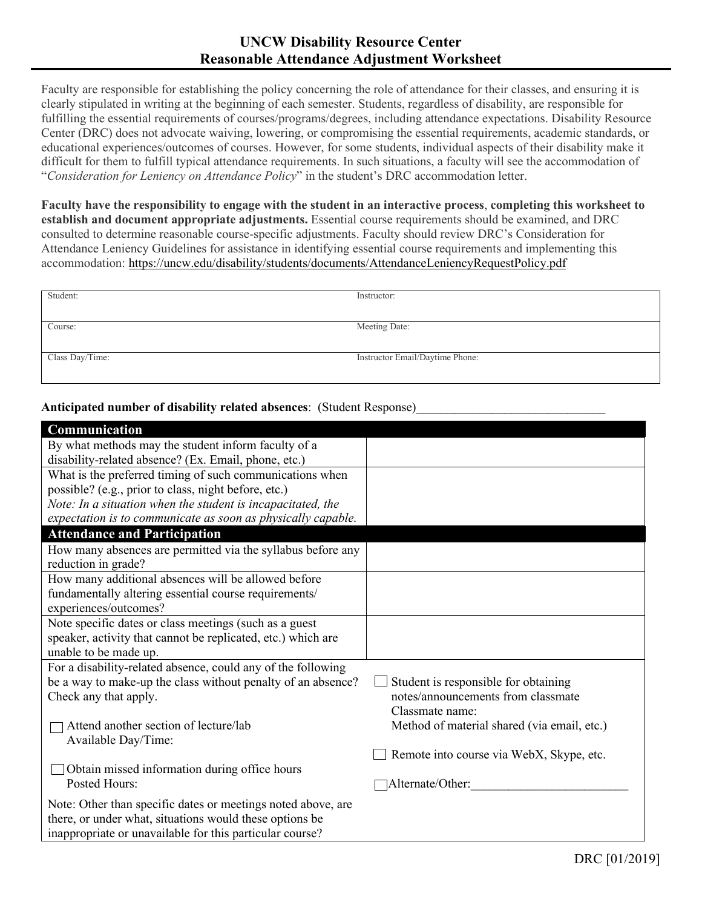# UNCW Disability Resource Center
## Reasonable Attendance Adjustment Worksheet

Faculty are responsible for establishing the policy concerning the role of attendance for their classes, and ensuring it is clearly stipulated in writing at the beginning of each semester. Students, regardless of disability, are responsible for fulfilling the essential requirements of courses/programs/degrees, including attendance expectations. Disability Resource Center (DRC) does not advocate waiving, lowering, or compromising the essential requirements, academic standards, or educational experiences/outcomes of courses. However, for some students, individual aspects of their disability make it difficult for them to fulfill typical attendance requirements. In such situations, a faculty will see the accommodation of "*Consideration for Leniency on Attendance Policy*" in the student's DRC accommodation letter.

**Faculty have the responsibility to engage with the student in an interactive process**, **completing this worksheet to establish and document appropriate adjustments.** Essential course requirements should be examined, and DRC consulted to determine reasonable course-specific adjustments. Faculty should review DRC's Consideration for Attendance Leniency Guidelines for assistance in identifying essential course requirements and implementing this accommodation: https://uncw.edu/disability/students/documents/AttendanceLeniencyRequestPolicy.pdf

| Student: | Instructor: |
|---|---|
| Course: | Meeting Date: |
| Class Day/Time: | Instructor Email/Daytime Phone: |

**Anticipated number of disability related absences**: (Student Response)______________________________

| **Communication** | |
|---|---|
| By what methods may the student inform faculty of a disability-related absence? (Ex. Email, phone, etc.) | |
| What is the preferred timing of such communications when possible? (e.g., prior to class, night before, etc.) *Note: In a situation when the student is incapacitated, the expectation is to communicate as soon as physically capable.* | |
| **Attendance and Participation** | |
| How many absences are permitted via the syllabus before any reduction in grade? | |
| How many additional absences will be allowed before fundamentally altering essential course requirements/ experiences/outcomes? | |
| Note specific dates or class meetings (such as a guest speaker, activity that cannot be replicated, etc.) which are unable to be made up. | |
| For a disability-related absence, could any of the following be a way to make-up the class without penalty of an absence? Check any that apply.<br><br>☐ Attend another section of lecture/lab<br>Available Day/Time:<br><br>☐ Obtain missed information during office hours<br>Posted Hours: | ☐ Student is responsible for obtaining notes/announcements from classmate<br>Classmate name:<br>Method of material shared (via email, etc.)<br><br>☐ Remote into course via WebX, Skype, etc.<br><br>☐ Alternate/Other:_________________________ |
| Note: Other than specific dates or meetings noted above, are there, or under what, situations would these options be inappropriate or unavailable for this particular course? | |

DRC [01/2019]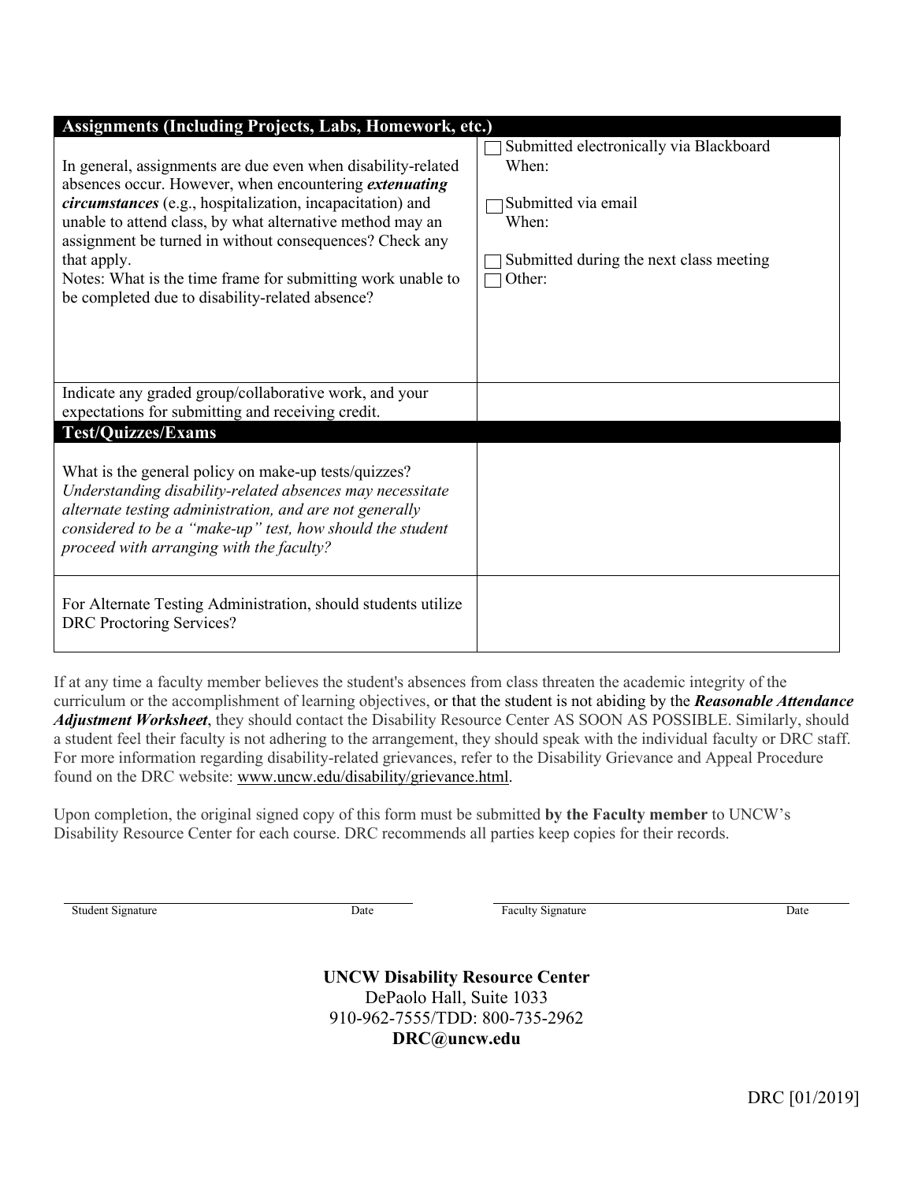| Assignments (Including Projects, Labs, Homework, etc.) | |
|---|---|
| In general, assignments are due even when disability-related absences occur. However, when encountering ***extenuating circumstances*** (e.g., hospitalization, incapacitation) and unable to attend class, by what alternative method may an assignment be turned in without consequences? Check any that apply.<br>Notes: What is the time frame for submitting work unable to be completed due to disability-related absence? | ☐ Submitted electronically via Blackboard<br>When:<br><br>☐ Submitted via email<br>When:<br><br>☐ Submitted during the next class meeting<br>☐ Other: |
| Indicate any graded group/collaborative work, and your expectations for submitting and receiving credit. | |
| **Test/Quizzes/Exams** | |
| What is the general policy on make-up tests/quizzes? *Understanding disability-related absences may necessitate alternate testing administration, and are not generally considered to be a "make-up" test, how should the student proceed with arranging with the faculty?* | |
| For Alternate Testing Administration, should students utilize DRC Proctoring Services? | |

If at any time a faculty member believes the student's absences from class threaten the academic integrity of the curriculum or the accomplishment of learning objectives, or that the student is not abiding by the ***Reasonable Attendance Adjustment Worksheet***, they should contact the Disability Resource Center AS SOON AS POSSIBLE. Similarly, should a student feel their faculty is not adhering to the arrangement, they should speak with the individual faculty or DRC staff. For more information regarding disability-related grievances, refer to the Disability Grievance and Appeal Procedure found on the DRC website: www.uncw.edu/disability/grievance.html.

Upon completion, the original signed copy of this form must be submitted **by the Faculty member** to UNCW's Disability Resource Center for each course. DRC recommends all parties keep copies for their records.

Student Signature ____________________ Date ________ Faculty Signature ____________________ Date ________

**UNCW Disability Resource Center**
DePaolo Hall, Suite 1033
910-962-7555/TDD: 800-735-2962
**DRC@uncw.edu**

DRC [01/2019]